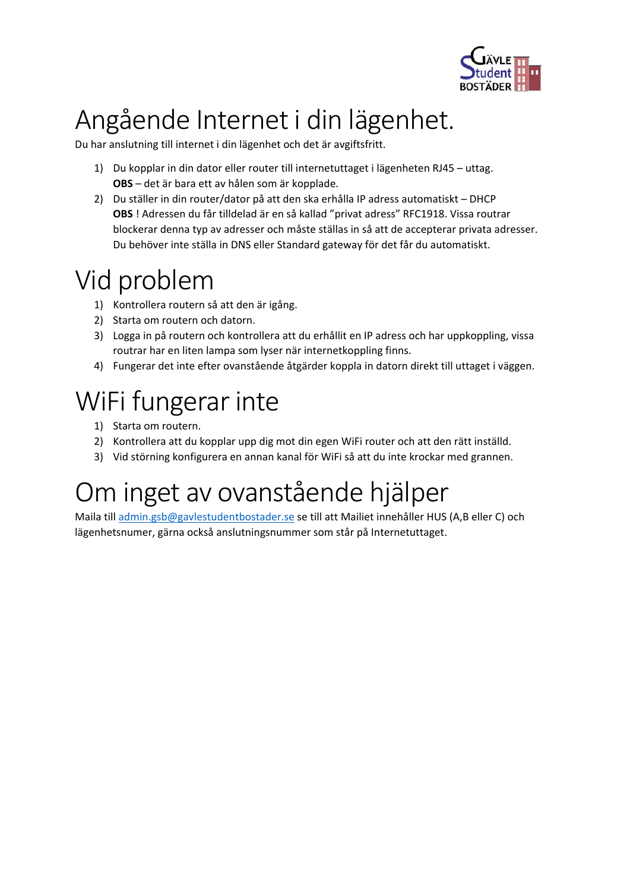# Angående Internet i din lägenhet.

Du har anslutning till internet i din lägenhet och det är avgiftsfritt.

1) Du kopplar in din dator eller router till internetuttaget i lägenheten RJ45 – uttag.
   **OBS** – det är bara ett av hålen som är kopplade.
2) Du ställer in din router/dator på att den ska erhålla IP adress automatiskt – DHCP
   **OBS** ! Adressen du får tilldelad är en så kallad ”privat adress” RFC1918. Vissa routrar blockerar denna typ av adresser och måste ställas in så att de accepterar privata adresser. Du behöver inte ställa in DNS eller Standard gateway för det får du automatiskt.

# Vid problem

1) Kontrollera routern så att den är igång.
2) Starta om routern och datorn.
3) Logga in på routern och kontrollera att du erhållit en IP adress och har uppkoppling, vissa routrar har en liten lampa som lyser när internetkoppling finns.
4) Fungerar det inte efter ovanstående åtgärder koppla in datorn direkt till uttaget i väggen.

# WiFi fungerar inte

1) Starta om routern.
2) Kontrollera att du kopplar upp dig mot din egen WiFi router och att den rätt inställd.
3) Vid störning konfigurera en annan kanal för WiFi så att du inte krockar med grannen.

# Om inget av ovanstående hjälper

Maila till [admin.gsb@gavlestudentbostader.se](mailto:admin.gsb@gavlestudentbostader.se) se till att Mailiet innehåller HUS (A,B eller C) och lägenhetsnumer, gärna också anslutningsnummer som står på Internetuttaget.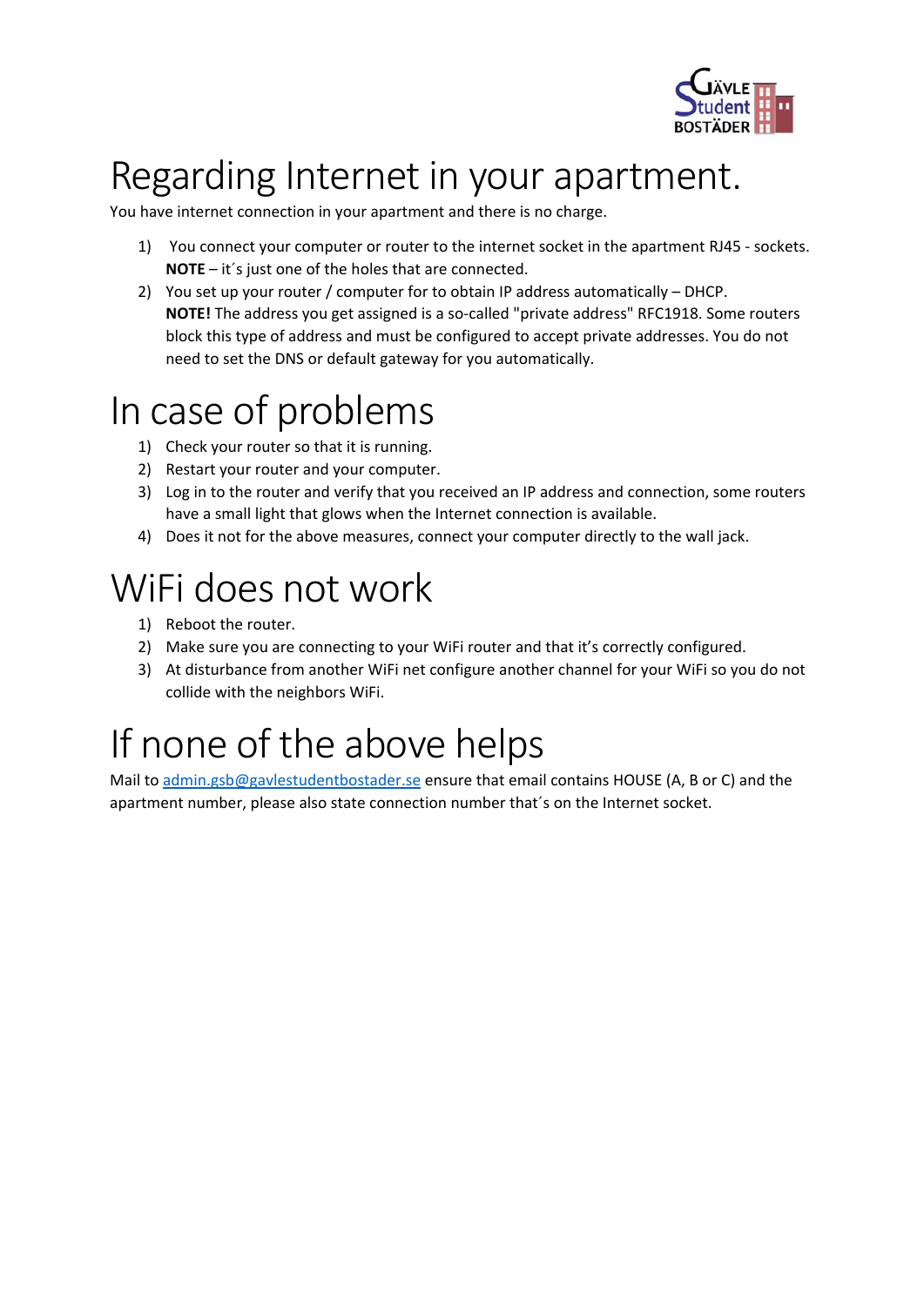# Regarding Internet in your apartment.

You have internet connection in your apartment and there is no charge.

1) You connect your computer or router to the internet socket in the apartment RJ45 - sockets. **NOTE** – it´s just one of the holes that are connected.
2) You set up your router / computer for to obtain IP address automatically – DHCP. **NOTE!** The address you get assigned is a so-called "private address" RFC1918. Some routers block this type of address and must be configured to accept private addresses. You do not need to set the DNS or default gateway for you automatically.

# In case of problems

1) Check your router so that it is running.
2) Restart your router and your computer.
3) Log in to the router and verify that you received an IP address and connection, some routers have a small light that glows when the Internet connection is available.
4) Does it not for the above measures, connect your computer directly to the wall jack.

# WiFi does not work

1) Reboot the router.
2) Make sure you are connecting to your WiFi router and that it's correctly configured.
3) At disturbance from another WiFi net configure another channel for your WiFi so you do not collide with the neighbors WiFi.

# If none of the above helps

Mail to admin.gsb@gavlestudentbostader.se ensure that email contains HOUSE (A, B or C) and the apartment number, please also state connection number that´s on the Internet socket.